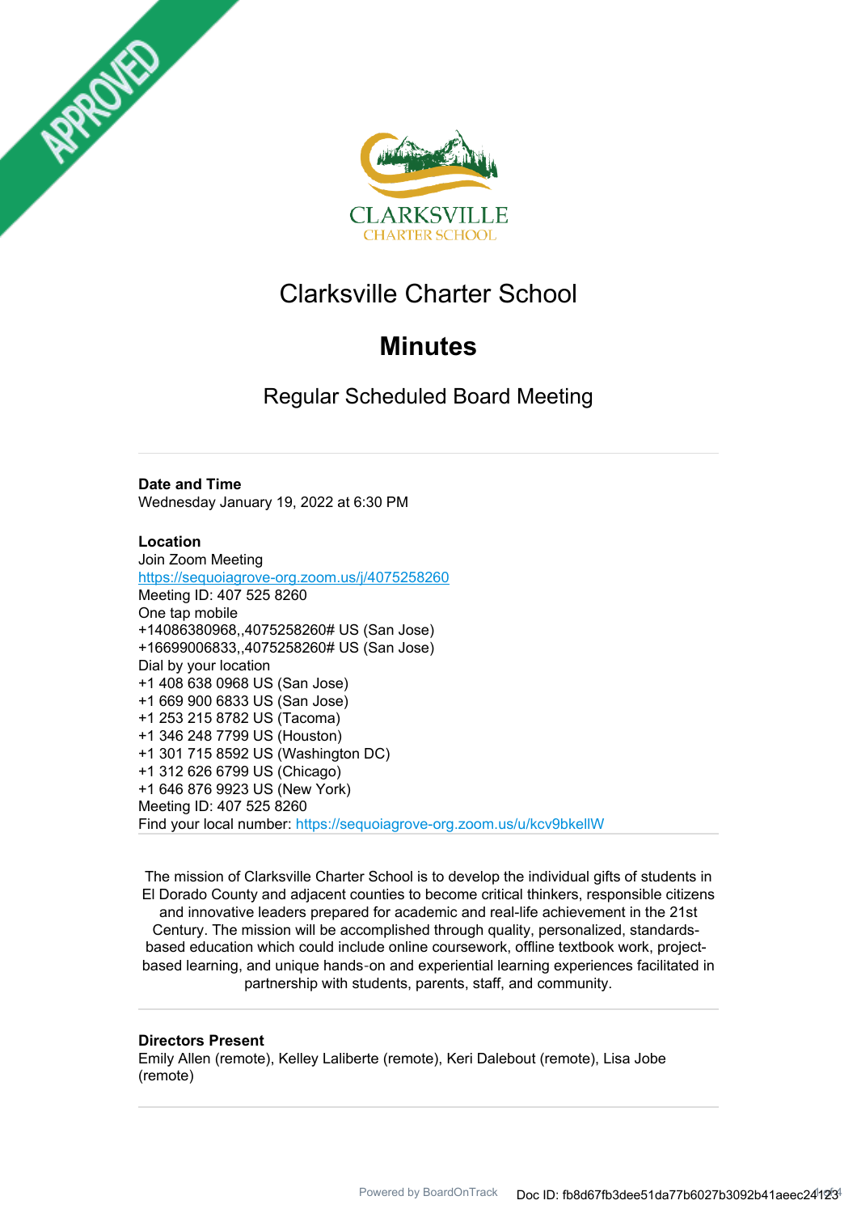# Clarksville Charter School

## Minutes

### Regular Scheduled Board Meeting

**Date and Time**
Wednesday January 19, 2022 at 6:30 PM

**Location**
Join Zoom Meeting
https://sequoiagrove-org.zoom.us/j/4075258260
Meeting ID: 407 525 8260
One tap mobile
+14086380968,,4075258260# US (San Jose)
+16699006833,,4075258260# US (San Jose)
Dial by your location
+1 408 638 0968 US (San Jose)
+1 669 900 6833 US (San Jose)
+1 253 215 8782 US (Tacoma)
+1 346 248 7799 US (Houston)
+1 301 715 8592 US (Washington DC)
+1 312 626 6799 US (Chicago)
+1 646 876 9923 US (New York)
Meeting ID: 407 525 8260
Find your local number: https://sequoiagrove-org.zoom.us/u/kcv9bkellW

The mission of Clarksville Charter School is to develop the individual gifts of students in El Dorado County and adjacent counties to become critical thinkers, responsible citizens and innovative leaders prepared for academic and real-life achievement in the 21st Century. The mission will be accomplished through quality, personalized, standards-based education which could include online coursework, offline textbook work, project-based learning, and unique hands-on and experiential learning experiences facilitated in partnership with students, parents, staff, and community.

**Directors Present**
Emily Allen (remote), Kelley Laliberte (remote), Keri Dalebout (remote), Lisa Jobe (remote)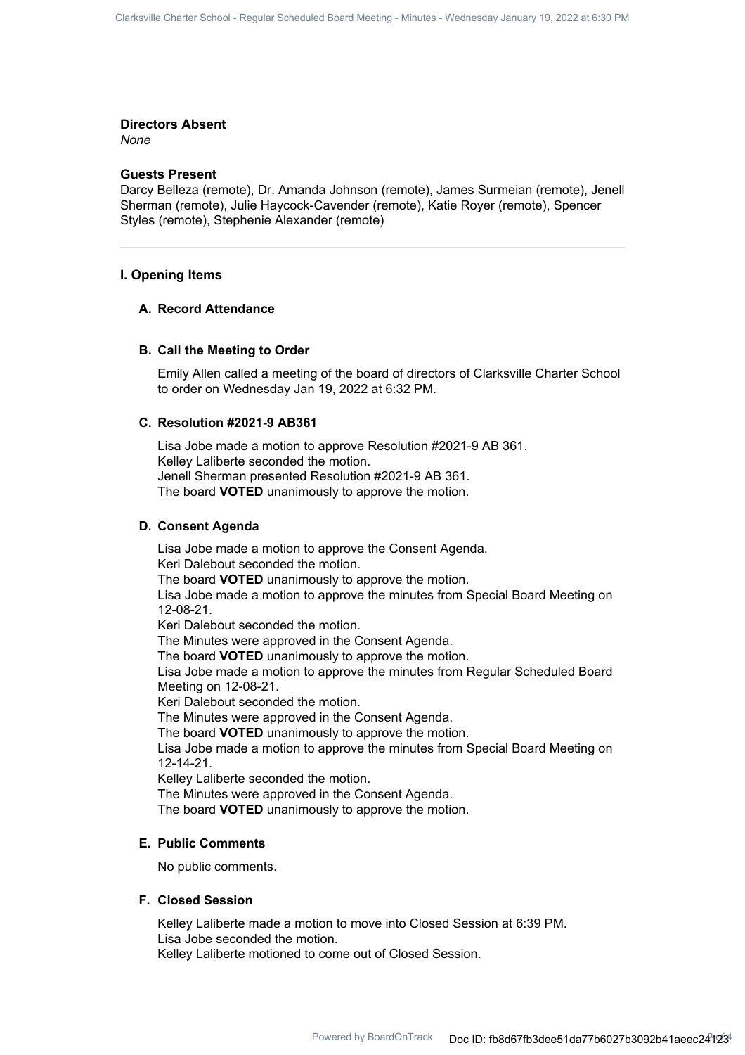### Directors Absent

*None*

### Guests Present

Darcy Belleza (remote), Dr. Amanda Johnson (remote), James Surmeian (remote), Jenell Sherman (remote), Julie Haycock-Cavender (remote), Katie Royer (remote), Spencer Styles (remote), Stephenie Alexander (remote)

---

## I. Opening Items

### A. Record Attendance

### B. Call the Meeting to Order

Emily Allen called a meeting of the board of directors of Clarksville Charter School to order on Wednesday Jan 19, 2022 at 6:32 PM.

### C. Resolution #2021-9 AB361

Lisa Jobe made a motion to approve Resolution #2021-9 AB 361.
Kelley Laliberte seconded the motion.
Jenell Sherman presented Resolution #2021-9 AB 361.
The board **VOTED** unanimously to approve the motion.

### D. Consent Agenda

Lisa Jobe made a motion to approve the Consent Agenda.
Keri Dalebout seconded the motion.
The board **VOTED** unanimously to approve the motion.
Lisa Jobe made a motion to approve the minutes from Special Board Meeting on 12-08-21.
Keri Dalebout seconded the motion.
The Minutes were approved in the Consent Agenda.
The board **VOTED** unanimously to approve the motion.
Lisa Jobe made a motion to approve the minutes from Regular Scheduled Board Meeting on 12-08-21.
Keri Dalebout seconded the motion.
The Minutes were approved in the Consent Agenda.
The board **VOTED** unanimously to approve the motion.
Lisa Jobe made a motion to approve the minutes from Special Board Meeting on 12-14-21.
Kelley Laliberte seconded the motion.
The Minutes were approved in the Consent Agenda.
The board **VOTED** unanimously to approve the motion.

### E. Public Comments

No public comments.

### F. Closed Session

Kelley Laliberte made a motion to move into Closed Session at 6:39 PM.
Lisa Jobe seconded the motion.
Kelley Laliberte motioned to come out of Closed Session.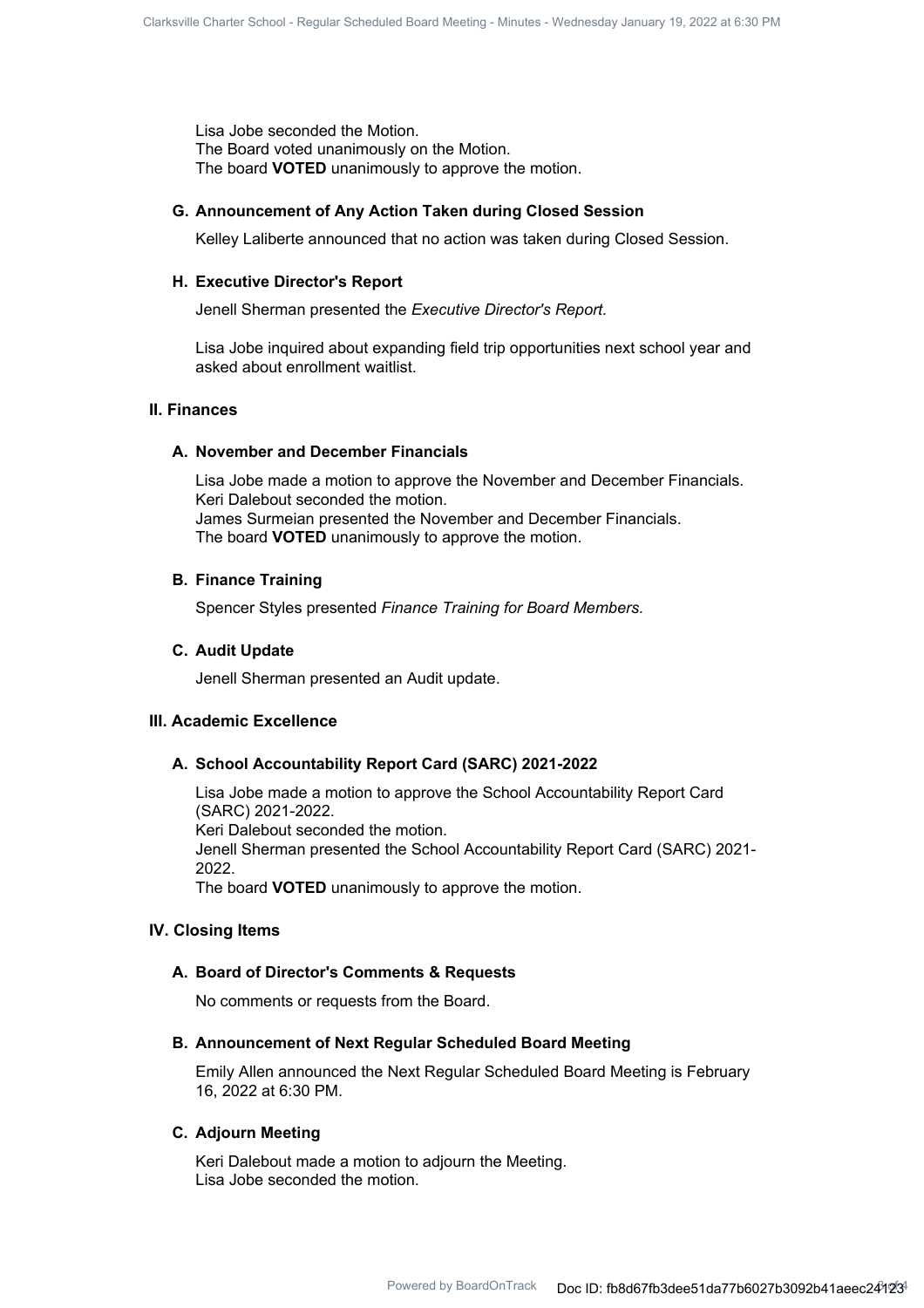Lisa Jobe seconded the Motion.
The Board voted unanimously on the Motion.
The board **VOTED** unanimously to approve the motion.

### G. Announcement of Any Action Taken during Closed Session

Kelley Laliberte announced that no action was taken during Closed Session.

### H. Executive Director's Report

Jenell Sherman presented the *Executive Director's Report.*

Lisa Jobe inquired about expanding field trip opportunities next school year and asked about enrollment waitlist.

## II. Finances

### A. November and December Financials

Lisa Jobe made a motion to approve the November and December Financials.
Keri Dalebout seconded the motion.
James Surmeian presented the November and December Financials.
The board **VOTED** unanimously to approve the motion.

### B. Finance Training

Spencer Styles presented *Finance Training for Board Members.*

### C. Audit Update

Jenell Sherman presented an Audit update.

## III. Academic Excellence

### A. School Accountability Report Card (SARC) 2021-2022

Lisa Jobe made a motion to approve the School Accountability Report Card (SARC) 2021-2022.
Keri Dalebout seconded the motion.
Jenell Sherman presented the School Accountability Report Card (SARC) 2021-2022.
The board **VOTED** unanimously to approve the motion.

## IV. Closing Items

### A. Board of Director's Comments & Requests

No comments or requests from the Board.

### B. Announcement of Next Regular Scheduled Board Meeting

Emily Allen announced the Next Regular Scheduled Board Meeting is February 16, 2022 at 6:30 PM.

### C. Adjourn Meeting

Keri Dalebout made a motion to adjourn the Meeting.
Lisa Jobe seconded the motion.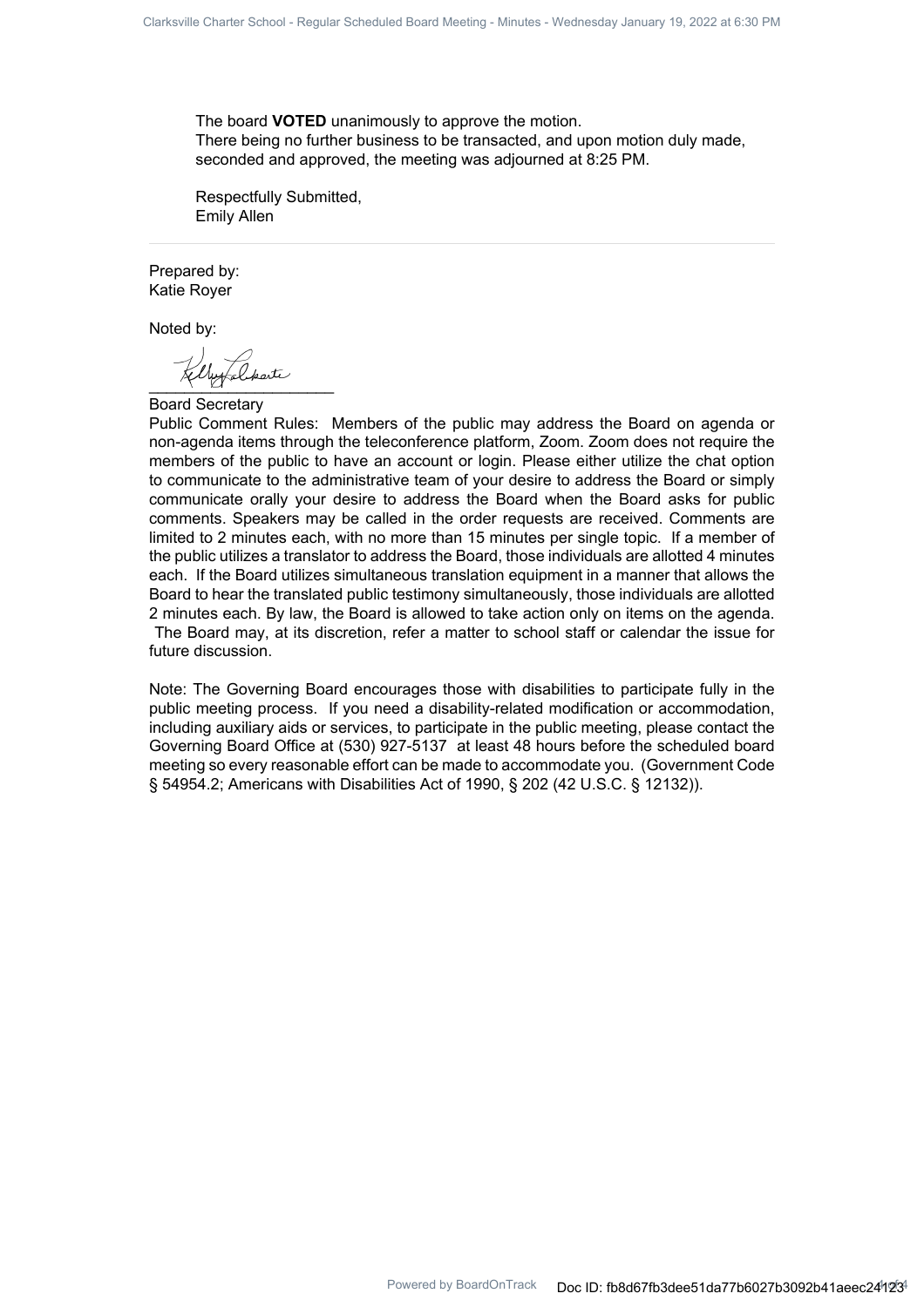The board **VOTED** unanimously to approve the motion.
There being no further business to be transacted, and upon motion duly made, seconded and approved, the meeting was adjourned at 8:25 PM.

Respectfully Submitted,
Emily Allen

---

Prepared by:
Katie Royer

Noted by:

\_\_\_\_\_\_\_\_\_\_\_\_\_\_\_\_\_\_\_\_\_\_

Board Secretary

Public Comment Rules: Members of the public may address the Board on agenda or non-agenda items through the teleconference platform, Zoom. Zoom does not require the members of the public to have an account or login. Please either utilize the chat option to communicate to the administrative team of your desire to address the Board or simply communicate orally your desire to address the Board when the Board asks for public comments. Speakers may be called in the order requests are received. Comments are limited to 2 minutes each, with no more than 15 minutes per single topic. If a member of the public utilizes a translator to address the Board, those individuals are allotted 4 minutes each. If the Board utilizes simultaneous translation equipment in a manner that allows the Board to hear the translated public testimony simultaneously, those individuals are allotted 2 minutes each. By law, the Board is allowed to take action only on items on the agenda. The Board may, at its discretion, refer a matter to school staff or calendar the issue for future discussion.

Note: The Governing Board encourages those with disabilities to participate fully in the public meeting process. If you need a disability-related modification or accommodation, including auxiliary aids or services, to participate in the public meeting, please contact the Governing Board Office at (530) 927-5137 at least 48 hours before the scheduled board meeting so every reasonable effort can be made to accommodate you. (Government Code § 54954.2; Americans with Disabilities Act of 1990, § 202 (42 U.S.C. § 12132)).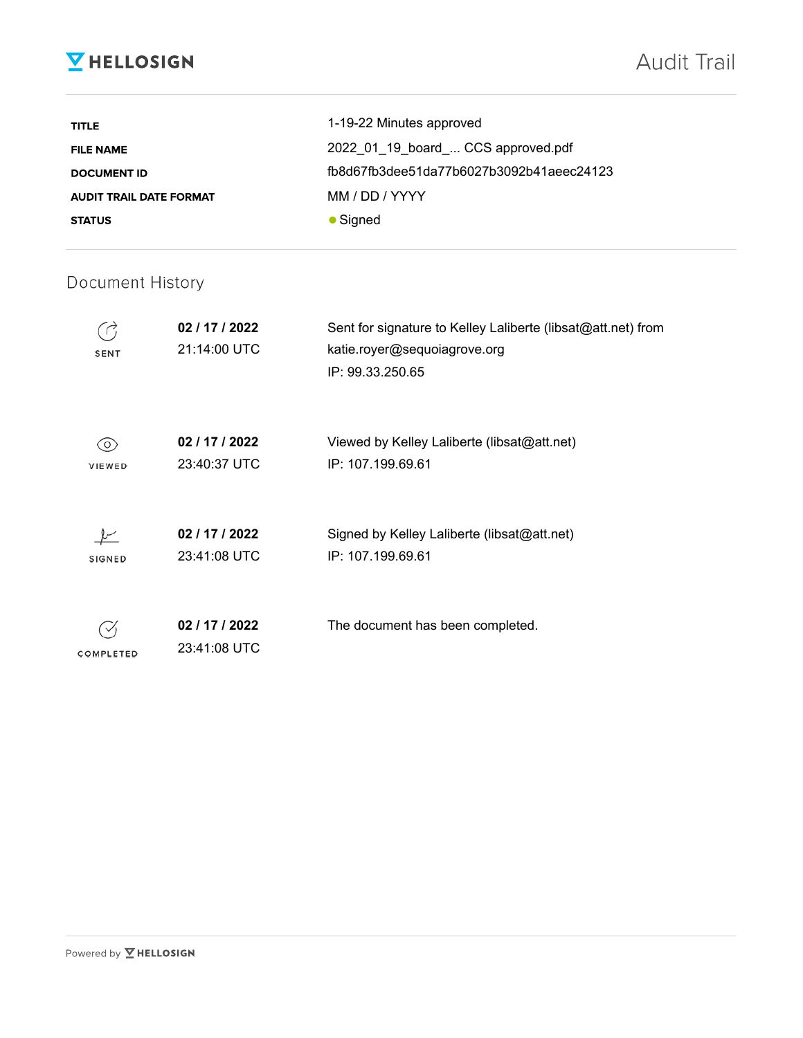HELLOSIGN

# Audit Trail

| | |
|---|---|
| **TITLE** | 1-19-22 Minutes approved |
| **FILE NAME** | 2022_01_19_board_... CCS approved.pdf |
| **DOCUMENT ID** | fb8d67fb3dee51da77b6027b3092b41aeec24123 |
| **AUDIT TRAIL DATE FORMAT** | MM / DD / YYYY |
| **STATUS** | ● Signed |

## Document History

| | | |
|---|---|---|
| SENT | **02 / 17 / 2022** 21:14:00 UTC | Sent for signature to Kelley Laliberte (libsat@att.net) from katie.royer@sequoiagrove.org IP: 99.33.250.65 |
| VIEWED | **02 / 17 / 2022** 23:40:37 UTC | Viewed by Kelley Laliberte (libsat@att.net) IP: 107.199.69.61 |
| SIGNED | **02 / 17 / 2022** 23:41:08 UTC | Signed by Kelley Laliberte (libsat@att.net) IP: 107.199.69.61 |
| COMPLETED | **02 / 17 / 2022** 23:41:08 UTC | The document has been completed. |

Powered by HELLOSIGN